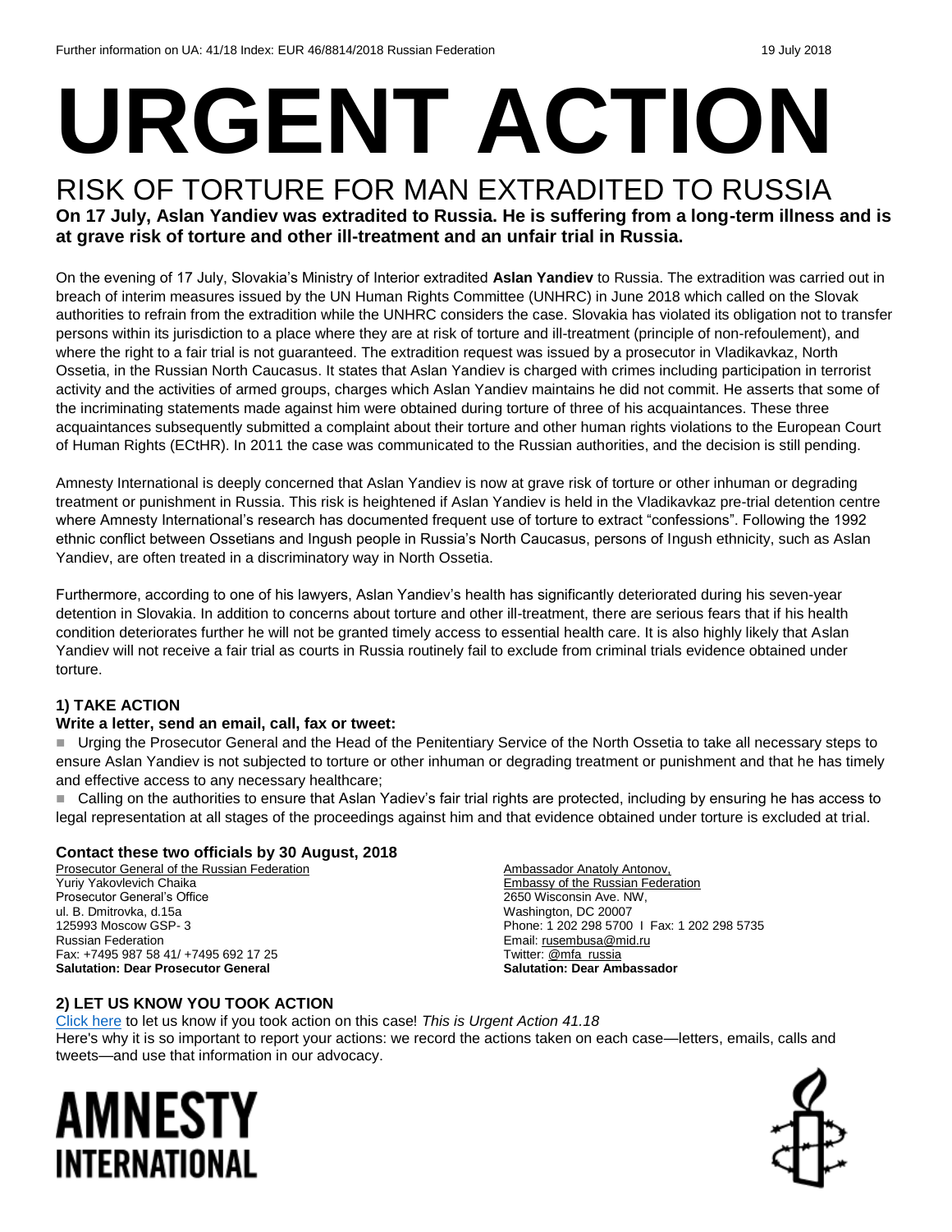Further information on UA: 41/18 Index: EUR 46/8814/2018 Russian Federation 19 July 2018

# URGENT ACTION

## RISK OF TORTURE FOR MAN EXTRADITED TO RUSSIA

**On 17 July, Aslan Yandiev was extradited to Russia. He is suffering from a long-term illness and is at grave risk of torture and other ill-treatment and an unfair trial in Russia.**

On the evening of 17 July, Slovakia's Ministry of Interior extradited **Aslan Yandiev** to Russia. The extradition was carried out in breach of interim measures issued by the UN Human Rights Committee (UNHRC) in June 2018 which called on the Slovak authorities to refrain from the extradition while the UNHRC considers the case. Slovakia has violated its obligation not to transfer persons within its jurisdiction to a place where they are at risk of torture and ill-treatment (principle of non-refoulement), and where the right to a fair trial is not guaranteed. The extradition request was issued by a prosecutor in Vladikavkaz, North Ossetia, in the Russian North Caucasus. It states that Aslan Yandiev is charged with crimes including participation in terrorist activity and the activities of armed groups, charges which Aslan Yandiev maintains he did not commit. He asserts that some of the incriminating statements made against him were obtained during torture of three of his acquaintances. These three acquaintances subsequently submitted a complaint about their torture and other human rights violations to the European Court of Human Rights (ECtHR). In 2011 the case was communicated to the Russian authorities, and the decision is still pending.

Amnesty International is deeply concerned that Aslan Yandiev is now at grave risk of torture or other inhuman or degrading treatment or punishment in Russia. This risk is heightened if Aslan Yandiev is held in the Vladikavkaz pre-trial detention centre where Amnesty International's research has documented frequent use of torture to extract "confessions". Following the 1992 ethnic conflict between Ossetians and Ingush people in Russia's North Caucasus, persons of Ingush ethnicity, such as Aslan Yandiev, are often treated in a discriminatory way in North Ossetia.

Furthermore, according to one of his lawyers, Aslan Yandiev's health has significantly deteriorated during his seven-year detention in Slovakia. In addition to concerns about torture and other ill-treatment, there are serious fears that if his health condition deteriorates further he will not be granted timely access to essential health care. It is also highly likely that Aslan Yandiev will not receive a fair trial as courts in Russia routinely fail to exclude from criminal trials evidence obtained under torture.

### 1) TAKE ACTION

**Write a letter, send an email, call, fax or tweet:**

- Urging the Prosecutor General and the Head of the Penitentiary Service of the North Ossetia to take all necessary steps to ensure Aslan Yandiev is not subjected to torture or other inhuman or degrading treatment or punishment and that he has timely and effective access to any necessary healthcare;
- Calling on the authorities to ensure that Aslan Yadiev's fair trial rights are protected, including by ensuring he has access to legal representation at all stages of the proceedings against him and that evidence obtained under torture is excluded at trial.

**Contact these two officials by 30 August, 2018**

Prosecutor General of the Russian Federation
Yuriy Yakovlevich Chaika
Prosecutor General's Office
ul. B. Dmitrovka, d.15a
125993 Moscow GSP- 3
Russian Federation
Fax: +7495 987 58 41/ +7495 692 17 25
**Salutation: Dear Prosecutor General**

Ambassador Anatoly Antonov,
Embassy of the Russian Federation
2650 Wisconsin Ave. NW,
Washington, DC 20007
Phone: 1 202 298 5700 I Fax: 1 202 298 5735
Email: rusembusa@mid.ru
Twitter: @mfa_russia
**Salutation: Dear Ambassador**

### 2) LET US KNOW YOU TOOK ACTION

Click here to let us know if you took action on this case! *This is Urgent Action 41.18*
Here's why it is so important to report your actions: we record the actions taken on each case—letters, emails, calls and tweets—and use that information in our advocacy.

AMNESTY INTERNATIONAL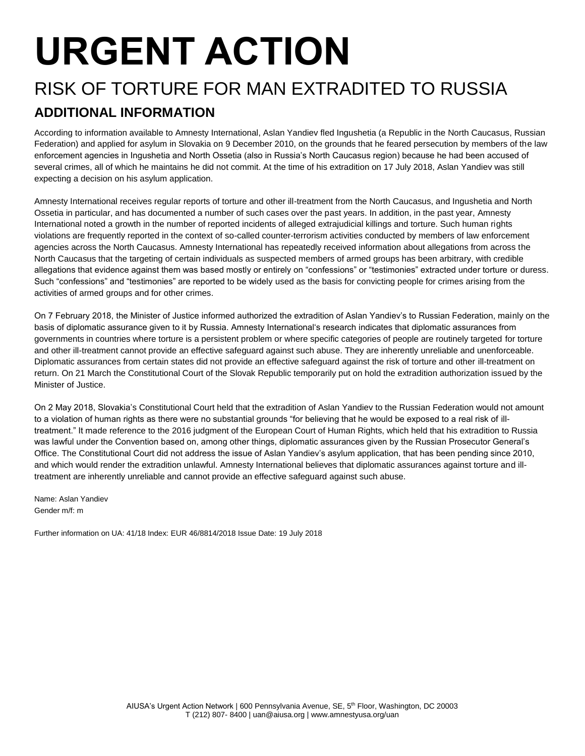# URGENT ACTION

## RISK OF TORTURE FOR MAN EXTRADITED TO RUSSIA

### ADDITIONAL INFORMATION

According to information available to Amnesty International, Aslan Yandiev fled Ingushetia (a Republic in the North Caucasus, Russian Federation) and applied for asylum in Slovakia on 9 December 2010, on the grounds that he feared persecution by members of the law enforcement agencies in Ingushetia and North Ossetia (also in Russia's North Caucasus region) because he had been accused of several crimes, all of which he maintains he did not commit. At the time of his extradition on 17 July 2018, Aslan Yandiev was still expecting a decision on his asylum application.

Amnesty International receives regular reports of torture and other ill-treatment from the North Caucasus, and Ingushetia and North Ossetia in particular, and has documented a number of such cases over the past years. In addition, in the past year, Amnesty International noted a growth in the number of reported incidents of alleged extrajudicial killings and torture. Such human rights violations are frequently reported in the context of so-called counter-terrorism activities conducted by members of law enforcement agencies across the North Caucasus. Amnesty International has repeatedly received information about allegations from across the North Caucasus that the targeting of certain individuals as suspected members of armed groups has been arbitrary, with credible allegations that evidence against them was based mostly or entirely on "confessions" or "testimonies" extracted under torture or duress. Such "confessions" and "testimonies" are reported to be widely used as the basis for convicting people for crimes arising from the activities of armed groups and for other crimes.

On 7 February 2018, the Minister of Justice informed authorized the extradition of Aslan Yandiev's to Russian Federation, mainly on the basis of diplomatic assurance given to it by Russia. Amnesty International's research indicates that diplomatic assurances from governments in countries where torture is a persistent problem or where specific categories of people are routinely targeted for torture and other ill-treatment cannot provide an effective safeguard against such abuse. They are inherently unreliable and unenforceable. Diplomatic assurances from certain states did not provide an effective safeguard against the risk of torture and other ill-treatment on return. On 21 March the Constitutional Court of the Slovak Republic temporarily put on hold the extradition authorization issued by the Minister of Justice.

On 2 May 2018, Slovakia's Constitutional Court held that the extradition of Aslan Yandiev to the Russian Federation would not amount to a violation of human rights as there were no substantial grounds "for believing that he would be exposed to a real risk of ill-treatment." It made reference to the 2016 judgment of the European Court of Human Rights, which held that his extradition to Russia was lawful under the Convention based on, among other things, diplomatic assurances given by the Russian Prosecutor General's Office. The Constitutional Court did not address the issue of Aslan Yandiev's asylum application, that has been pending since 2010, and which would render the extradition unlawful. Amnesty International believes that diplomatic assurances against torture and ill-treatment are inherently unreliable and cannot provide an effective safeguard against such abuse.

Name: Aslan Yandiev
Gender m/f: m

Further information on UA: 41/18 Index: EUR 46/8814/2018 Issue Date: 19 July 2018

AIUSA's Urgent Action Network | 600 Pennsylvania Avenue, SE, 5th Floor, Washington, DC 20003
T (212) 807- 8400 | uan@aiusa.org | www.amnestyusa.org/uan